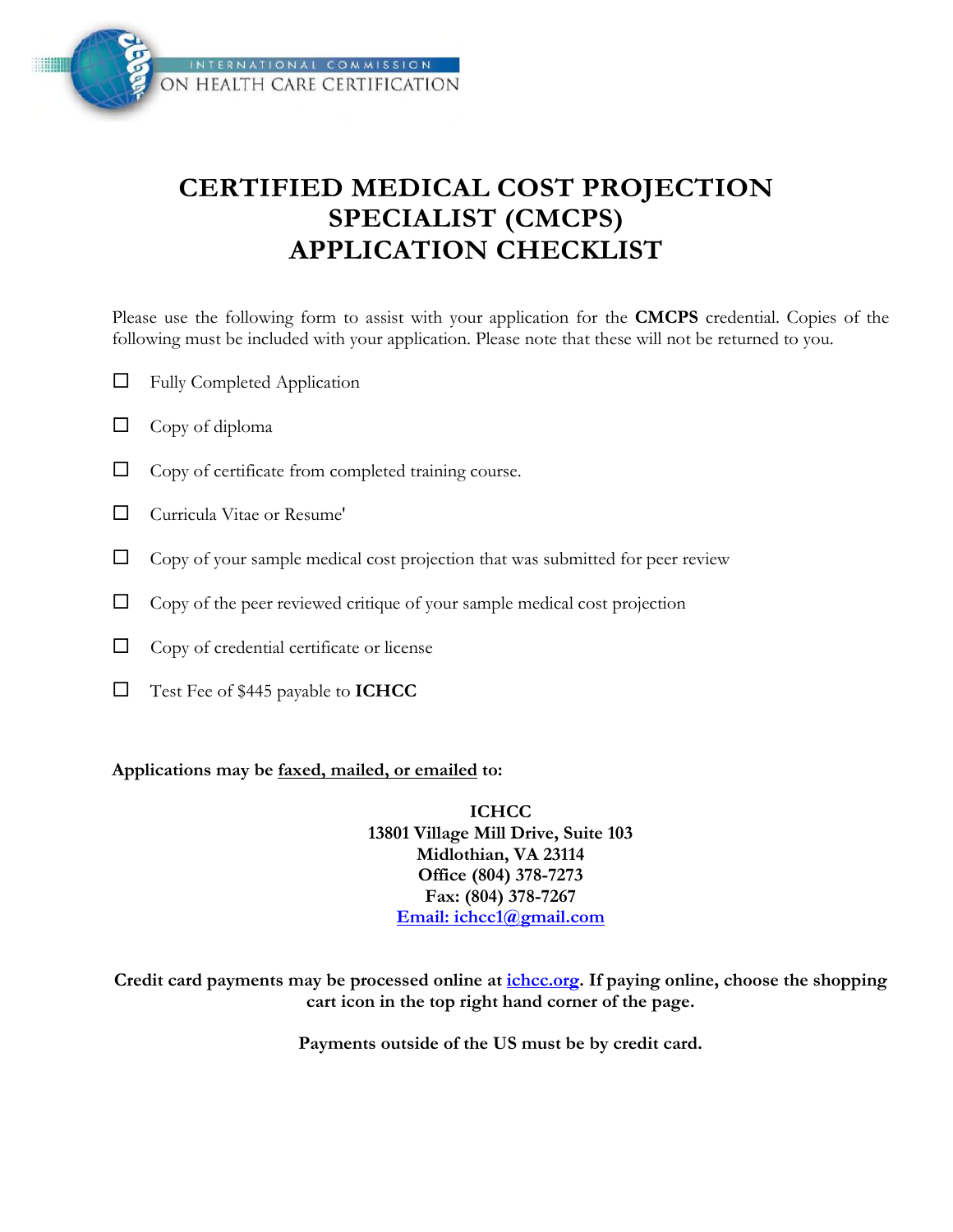INTERNATIONAL COMMISSION ON HEALTH CARE CERTIFICATION

# CERTIFIED MEDICAL COST PROJECTION SPECIALIST (CMCPS) APPLICATION CHECKLIST

Please use the following form to assist with your application for the **CMCPS** credential. Copies of the following must be included with your application. Please note that these will not be returned to you.

- ☐ Fully Completed Application
- ☐ Copy of diploma
- ☐ Copy of certificate from completed training course.
- ☐ Curricula Vitae or Resume'
- ☐ Copy of your sample medical cost projection that was submitted for peer review
- ☐ Copy of the peer reviewed critique of your sample medical cost projection
- ☐ Copy of credential certificate or license
- ☐ Test Fee of $445 payable to **ICHCC**

**Applications may be faxed, mailed, or emailed to:**

**ICHCC**
**13801 Village Mill Drive, Suite 103**
**Midlothian, VA 23114**
**Office (804) 378-7273**
**Fax: (804) 378-7267**
**Email: ichcc1@gmail.com**

**Credit card payments may be processed online at ichcc.org. If paying online, choose the shopping cart icon in the top right hand corner of the page.**

**Payments outside of the US must be by credit card.**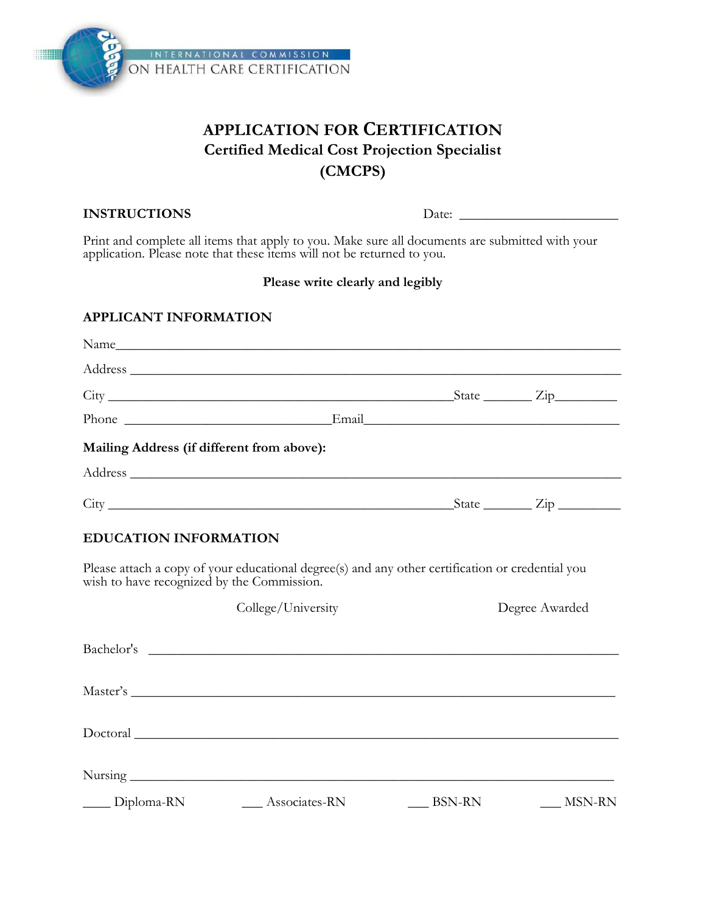INTERNATIONAL COMMISSION ON HEALTH CARE CERTIFICATION

# APPLICATION FOR CERTIFICATION

## Certified Medical Cost Projection Specialist (CMCPS)

**INSTRUCTIONS** Date: ______________________

Print and complete all items that apply to you. Make sure all documents are submitted with your application. Please note that these items will not be returned to you.

**Please write clearly and legibly**

### APPLICANT INFORMATION

Name___________________________________________________________________

Address _________________________________________________________________

City _____________________________________________State _______ Zip_________

Phone ______________________________Email____________________________________

**Mailing Address (if different from above):**

Address _________________________________________________________________

City _____________________________________________State _______ Zip _________

### EDUCATION INFORMATION

Please attach a copy of your educational degree(s) and any other certification or credential you wish to have recognized by the Commission.

College/University Degree Awarded

Bachelor's ______________________________________________________________

Master's ________________________________________________________________

Doctoral ________________________________________________________________

Nursing ________________________________________________________________

____ Diploma-RN ___ Associates-RN ___ BSN-RN ___ MSN-RN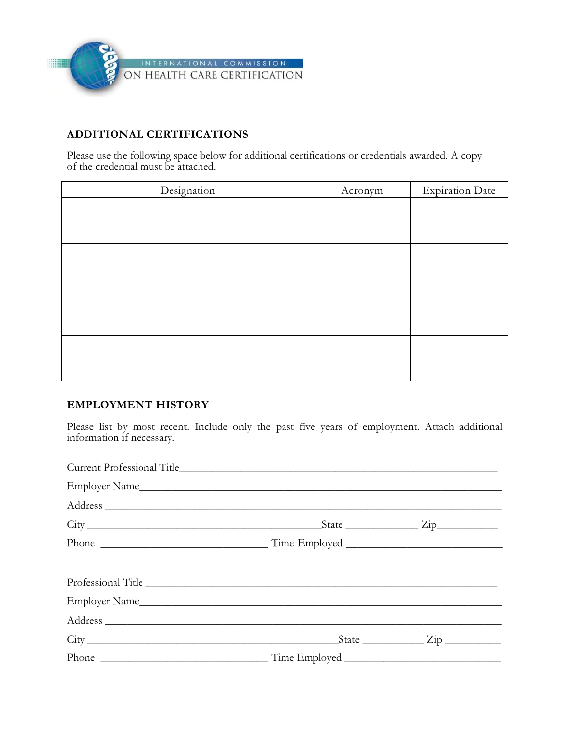INTERNATIONAL COMMISSION ON HEALTH CARE CERTIFICATION

## ADDITIONAL CERTIFICATIONS

Please use the following space below for additional certifications or credentials awarded. A copy of the credential must be attached.

| Designation | Acronym | Expiration Date |
|---|---|---|
| | | |
| | | |
| | | |
| | | |

## EMPLOYMENT HISTORY

Please list by most recent. Include only the past five years of employment. Attach additional information if necessary.

Current Professional Title_______________________________________________

Employer Name___________________________________________________

Address ________________________________________________________

City ____________________________________State ___________ Zip__________

Phone __________________________ Time Employed _______________________

Professional Title ___________________________________________________

Employer Name___________________________________________________

Address ________________________________________________________

City ______________________________________State __________ Zip _________

Phone __________________________ Time Employed _______________________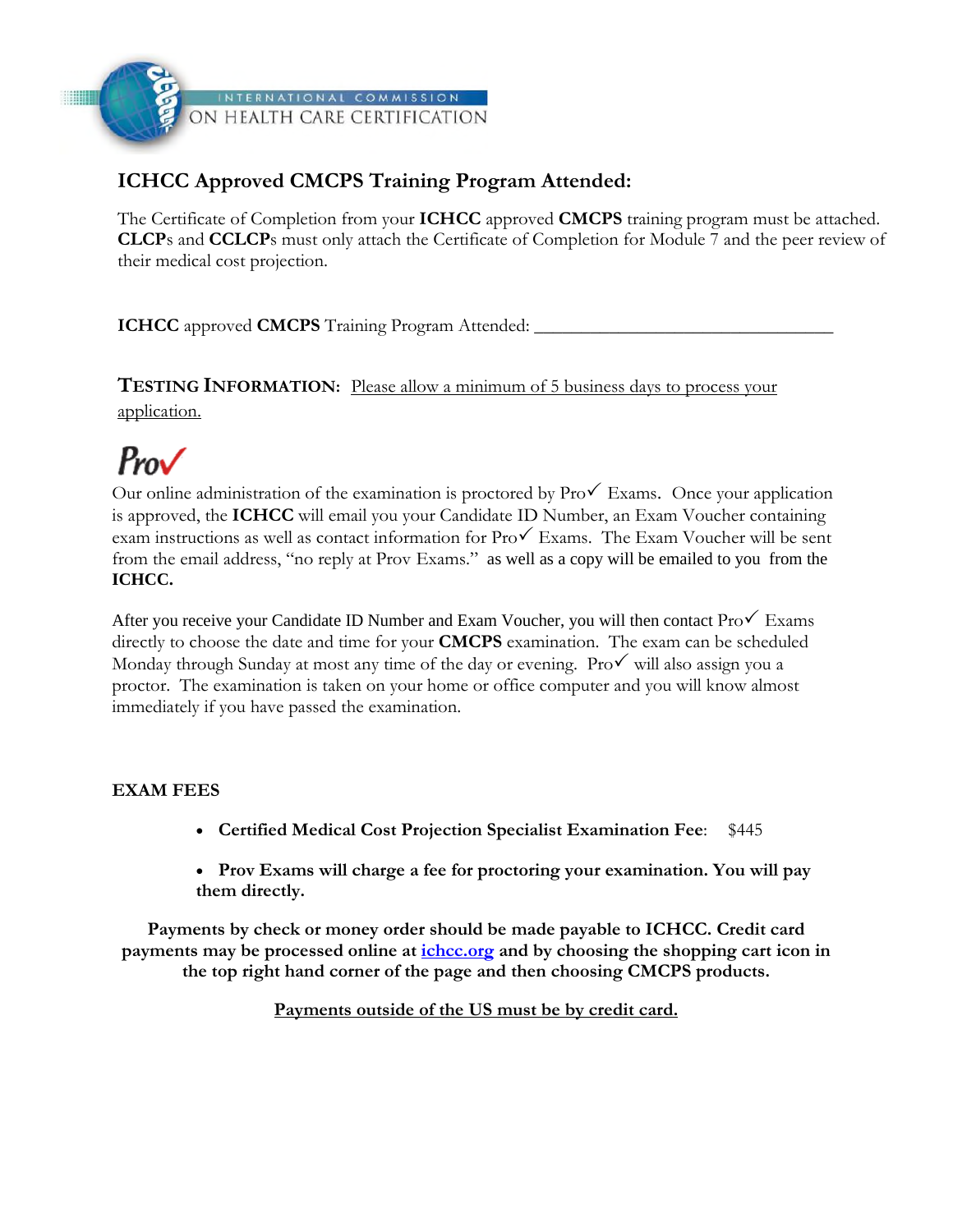INTERNATIONAL COMMISSION ON HEALTH CARE CERTIFICATION

## ICHCC Approved CMCPS Training Program Attended:

The Certificate of Completion from your **ICHCC** approved **CMCPS** training program must be attached. **CLCP**s and **CCLCP**s must only attach the Certificate of Completion for Module 7 and the peer review of their medical cost projection.

**ICHCC** approved **CMCPS** Training Program Attended: _________________________________

**TESTING INFORMATION:** Please allow a minimum of 5 business days to process your application.

*Pro✓*

Our online administration of the examination is proctored by Pro✓ Exams. Once your application is approved, the **ICHCC** will email you your Candidate ID Number, an Exam Voucher containing exam instructions as well as contact information for Pro✓ Exams. The Exam Voucher will be sent from the email address, "no reply at Prov Exams." as well as a copy will be emailed to you from the **ICHCC.**

After you receive your Candidate ID Number and Exam Voucher, you will then contact Pro✓ Exams directly to choose the date and time for your **CMCPS** examination. The exam can be scheduled Monday through Sunday at most any time of the day or evening. Pro✓ will also assign you a proctor. The examination is taken on your home or office computer and you will know almost immediately if you have passed the examination.

**EXAM FEES**

- **Certified Medical Cost Projection Specialist Examination Fee**: $445
- **Prov Exams will charge a fee for proctoring your examination. You will pay them directly.**

**Payments by check or money order should be made payable to ICHCC. Credit card payments may be processed online at ichcc.org and by choosing the shopping cart icon in the top right hand corner of the page and then choosing CMCPS products.**

**Payments outside of the US must be by credit card.**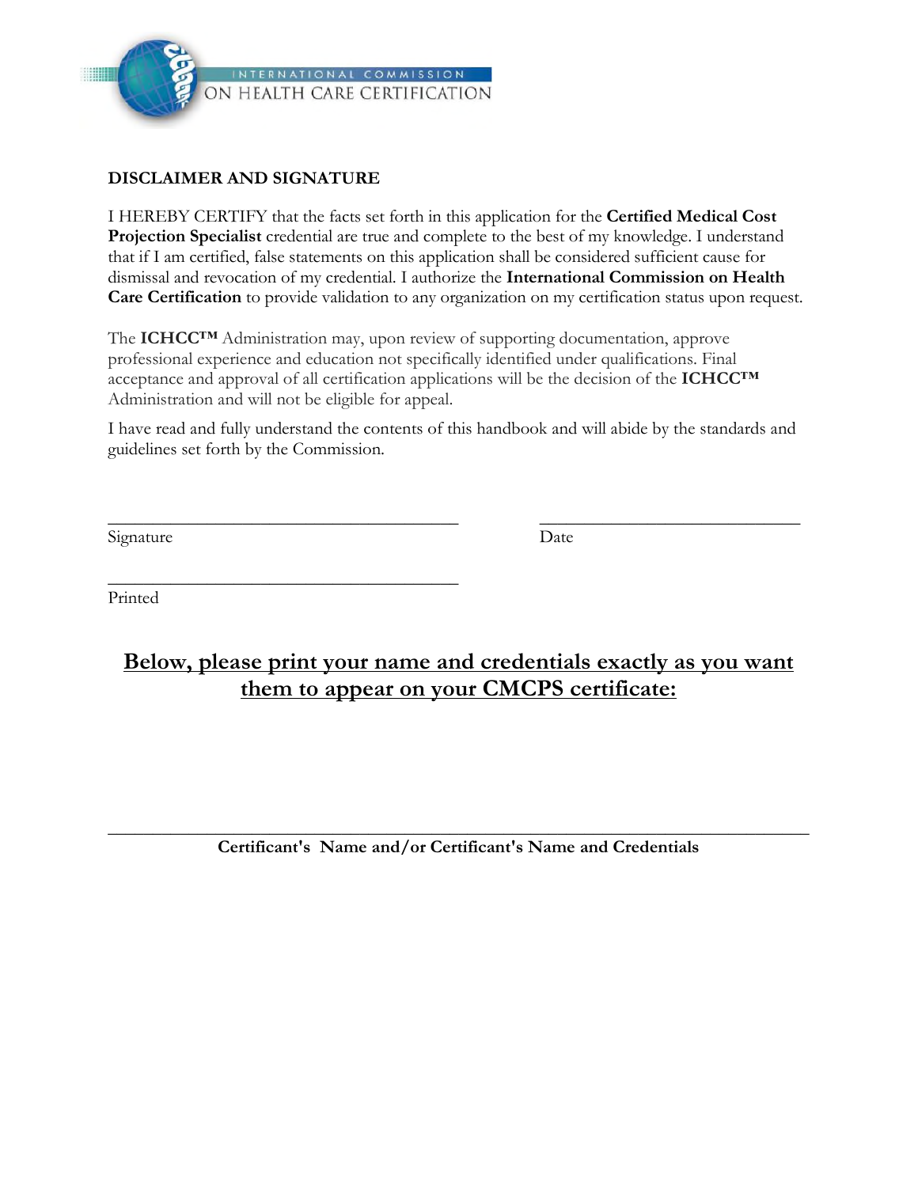INTERNATIONAL COMMISSION ON HEALTH CARE CERTIFICATION

## DISCLAIMER AND SIGNATURE

I HEREBY CERTIFY that the facts set forth in this application for the **Certified Medical Cost Projection Specialist** credential are true and complete to the best of my knowledge. I understand that if I am certified, false statements on this application shall be considered sufficient cause for dismissal and revocation of my credential. I authorize the **International Commission on Health Care Certification** to provide validation to any organization on my certification status upon request.

The **ICHCC™** Administration may, upon review of supporting documentation, approve professional experience and education not specifically identified under qualifications. Final acceptance and approval of all certification applications will be the decision of the **ICHCC™** Administration and will not be eligible for appeal.

I have read and fully understand the contents of this handbook and will abide by the standards and guidelines set forth by the Commission.

\_\_\_\_\_\_\_\_\_\_\_\_\_\_\_\_\_\_\_\_\_\_\_\_\_\_\_\_\_\_\_\_\_\_\_\_\_\_\_\_ \_\_\_\_\_\_\_\_\_\_\_\_\_\_\_\_\_\_\_\_\_\_\_\_\_\_\_\_\_\_

Signature Date

\_\_\_\_\_\_\_\_\_\_\_\_\_\_\_\_\_\_\_\_\_\_\_\_\_\_\_\_\_\_\_\_\_\_\_\_\_\_\_\_

Printed

## Below, please print your name and credentials exactly as you want them to appear on your CMCPS certificate:

\_\_\_\_\_\_\_\_\_\_\_\_\_\_\_\_\_\_\_\_\_\_\_\_\_\_\_\_\_\_\_\_\_\_\_\_\_\_\_\_\_\_\_\_\_\_\_\_\_\_\_\_\_\_\_\_\_\_\_\_\_\_\_\_\_\_\_\_\_\_\_\_\_\_\_\_

**Certificant's Name and/or Certificant's Name and Credentials**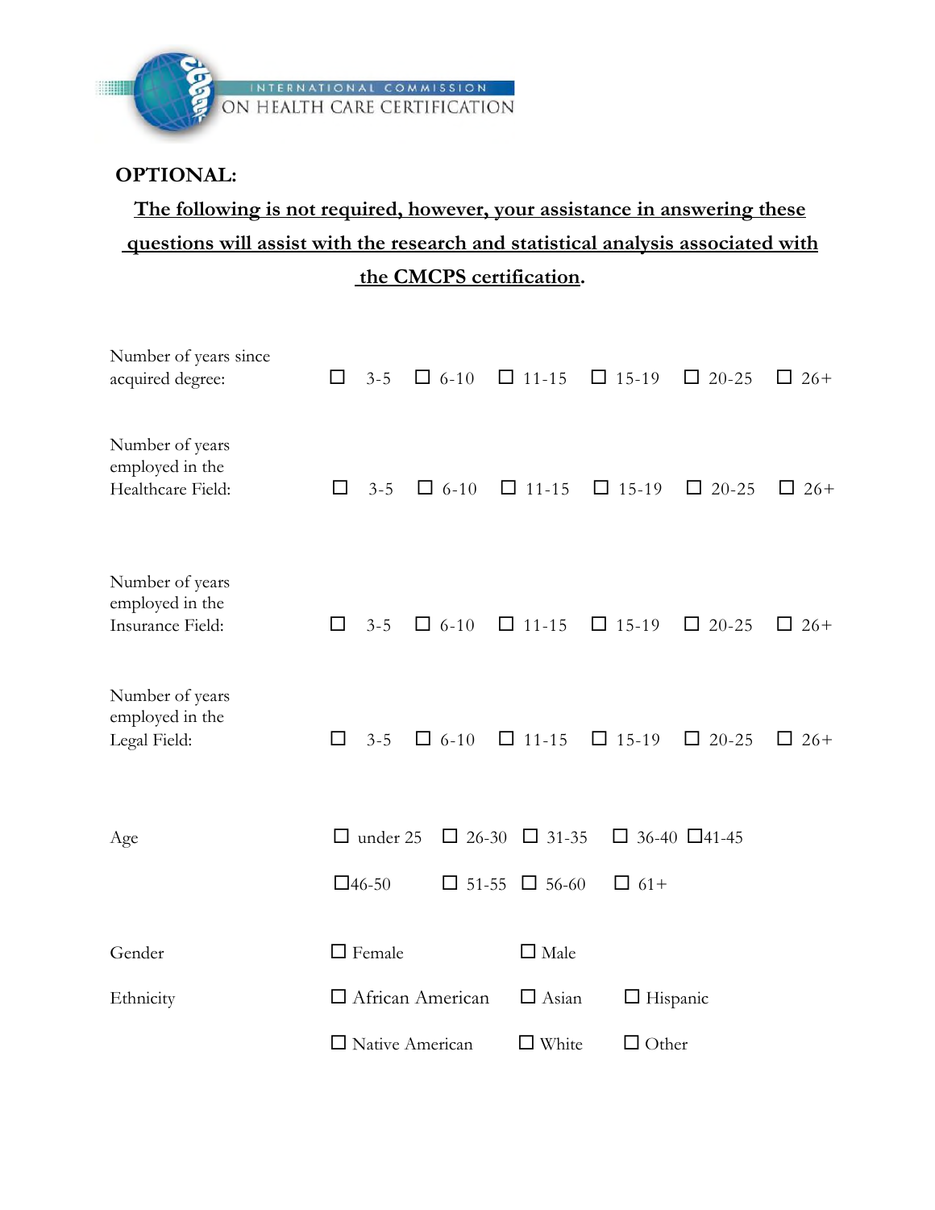INTERNATIONAL COMMISSION ON HEALTH CARE CERTIFICATION

**OPTIONAL:**

**<u>The following is not required, however, your assistance in answering these questions will assist with the research and statistical analysis associated with the CMCPS certification</u>.**

Number of years since acquired degree: ☐ 3-5 ☐ 6-10 ☐ 11-15 ☐ 15-19 ☐ 20-25 ☐ 26+

Number of years employed in the Healthcare Field: ☐ 3-5 ☐ 6-10 ☐ 11-15 ☐ 15-19 ☐ 20-25 ☐ 26+

Number of years employed in the Insurance Field: ☐ 3-5 ☐ 6-10 ☐ 11-15 ☐ 15-19 ☐ 20-25 ☐ 26+

Number of years employed in the Legal Field: ☐ 3-5 ☐ 6-10 ☐ 11-15 ☐ 15-19 ☐ 20-25 ☐ 26+

Age ☐ under 25 ☐ 26-30 ☐ 31-35 ☐ 36-40 ☐ 41-45 ☐ 46-50 ☐ 51-55 ☐ 56-60 ☐ 61+

Gender ☐ Female ☐ Male

Ethnicity ☐ African American ☐ Asian ☐ Hispanic ☐ Native American ☐ White ☐ Other